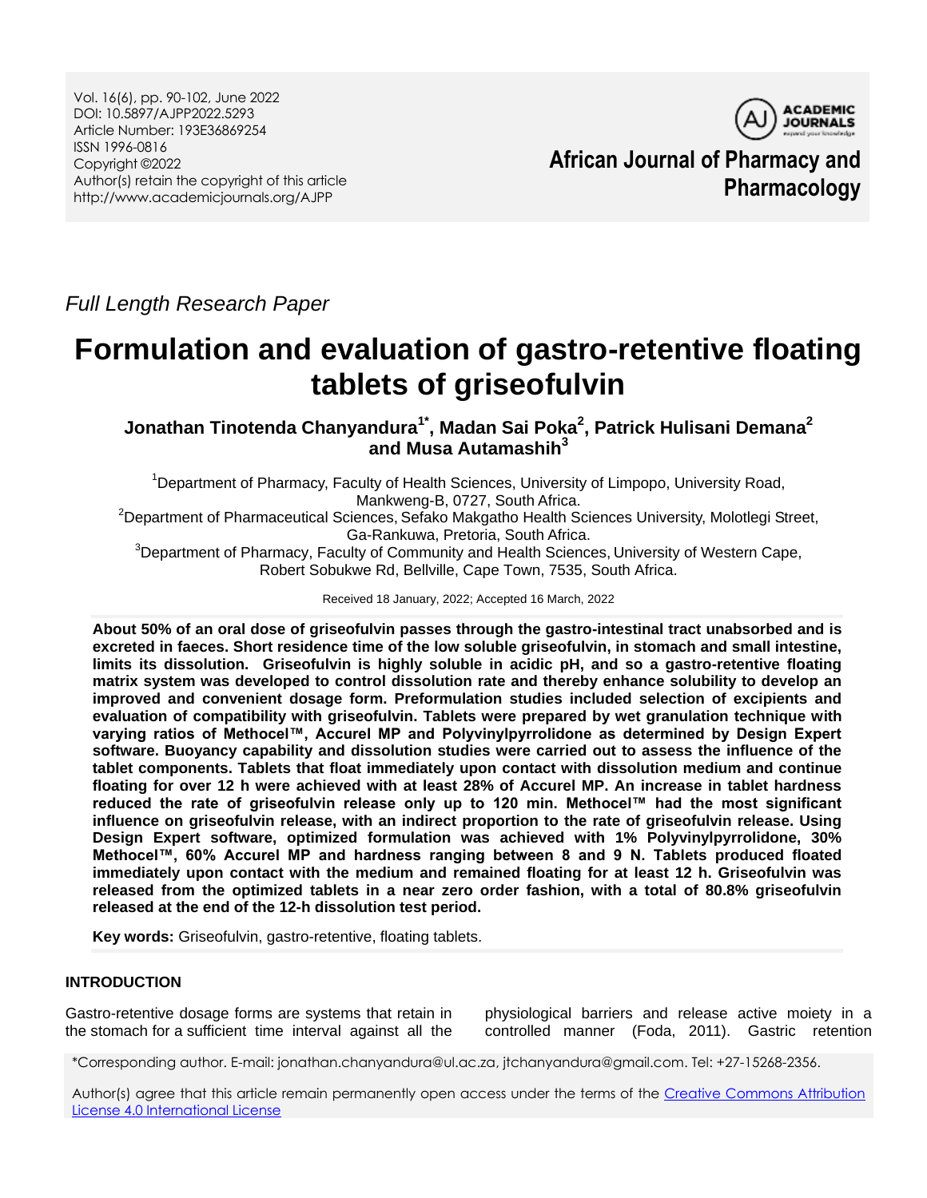*Full Length Research Paper*

# Formulation and evaluation of gastro-retentive floating tablets of griseofulvin

**Jonathan Tinotenda Chanyandura[1*], Madan Sai Poka[2], Patrick Hulisani Demana[2] and Musa Autamashih[3]**

[1]Department of Pharmacy, Faculty of Health Sciences, University of Limpopo, University Road, Mankweng-B, 0727, South Africa.

[2]Department of Pharmaceutical Sciences, Sefako Makgatho Health Sciences University, Molotlegi Street, Ga-Rankuwa, Pretoria, South Africa.

[3]Department of Pharmacy, Faculty of Community and Health Sciences, University of Western Cape, Robert Sobukwe Rd, Bellville, Cape Town, 7535, South Africa.

Received 18 January, 2022; Accepted 16 March, 2022

**About 50% of an oral dose of griseofulvin passes through the gastro-intestinal tract unabsorbed and is excreted in faeces. Short residence time of the low soluble griseofulvin, in stomach and small intestine, limits its dissolution. Griseofulvin is highly soluble in acidic pH, and so a gastro-retentive floating matrix system was developed to control dissolution rate and thereby enhance solubility to develop an improved and convenient dosage form. Preformulation studies included selection of excipients and evaluation of compatibility with griseofulvin. Tablets were prepared by wet granulation technique with varying ratios of Methocel™, Accurel MP and Polyvinylpyrrolidone as determined by Design Expert software. Buoyancy capability and dissolution studies were carried out to assess the influence of the tablet components. Tablets that float immediately upon contact with dissolution medium and continue floating for over 12 h were achieved with at least 28% of Accurel MP. An increase in tablet hardness reduced the rate of griseofulvin release only up to 120 min. Methocel™ had the most significant influence on griseofulvin release, with an indirect proportion to the rate of griseofulvin release. Using Design Expert software, optimized formulation was achieved with 1% Polyvinylpyrrolidone, 30% Methocel™, 60% Accurel MP and hardness ranging between 8 and 9 N. Tablets produced floated immediately upon contact with the medium and remained floating for at least 12 h. Griseofulvin was released from the optimized tablets in a near zero order fashion, with a total of 80.8% griseofulvin released at the end of the 12-h dissolution test period.**

**Key words:** Griseofulvin, gastro-retentive, floating tablets.

## INTRODUCTION

Gastro-retentive dosage forms are systems that retain in the stomach for a sufficient time interval against all the physiological barriers and release active moiety in a controlled manner (Foda, 2011). Gastric retention

*Corresponding author. E-mail: jonathan.chanyandura@ul.ac.za, jtchanyandura@gmail.com. Tel: +27-15268-2356.

Author(s) agree that this article remain permanently open access under the terms of the Creative Commons Attribution License 4.0 International License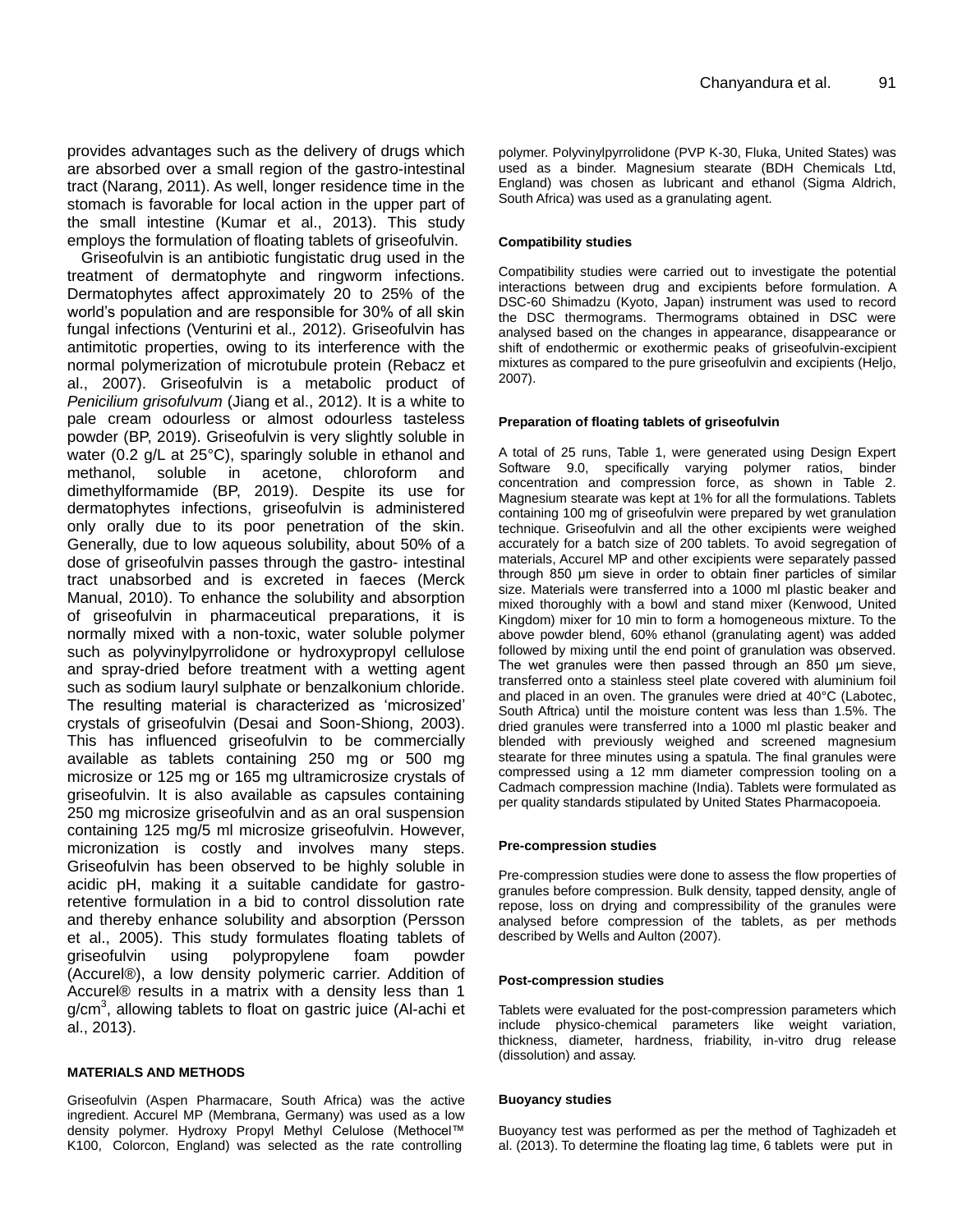provides advantages such as the delivery of drugs which are absorbed over a small region of the gastro-intestinal tract (Narang, 2011). As well, longer residence time in the stomach is favorable for local action in the upper part of the small intestine (Kumar et al., 2013). This study employs the formulation of floating tablets of griseofulvin.

Griseofulvin is an antibiotic fungistatic drug used in the treatment of dermatophyte and ringworm infections. Dermatophytes affect approximately 20 to 25% of the world's population and are responsible for 30% of all skin fungal infections (Venturini et al., 2012). Griseofulvin has antimitotic properties, owing to its interference with the normal polymerization of microtubule protein (Rebacz et al., 2007). Griseofulvin is a metabolic product of *Penicilium grisofulvum* (Jiang et al., 2012). It is a white to pale cream odourless or almost odourless tasteless powder (BP, 2019). Griseofulvin is very slightly soluble in water (0.2 g/L at 25°C), sparingly soluble in ethanol and methanol, soluble in acetone, chloroform and dimethylformamide (BP, 2019). Despite its use for dermatophytes infections, griseofulvin is administered only orally due to its poor penetration of the skin. Generally, due to low aqueous solubility, about 50% of a dose of griseofulvin passes through the gastro- intestinal tract unabsorbed and is excreted in faeces (Merck Manual, 2010). To enhance the solubility and absorption of griseofulvin in pharmaceutical preparations, it is normally mixed with a non-toxic, water soluble polymer such as polyvinylpyrrolidone or hydroxypropyl cellulose and spray-dried before treatment with a wetting agent such as sodium lauryl sulphate or benzalkonium chloride. The resulting material is characterized as 'microsized' crystals of griseofulvin (Desai and Soon-Shiong, 2003). This has influenced griseofulvin to be commercially available as tablets containing 250 mg or 500 mg microsize or 125 mg or 165 mg ultramicrosize crystals of griseofulvin. It is also available as capsules containing 250 mg microsize griseofulvin and as an oral suspension containing 125 mg/5 ml microsize griseofulvin. However, micronization is costly and involves many steps. Griseofulvin has been observed to be highly soluble in acidic pH, making it a suitable candidate for gastro-retentive formulation in a bid to control dissolution rate and thereby enhance solubility and absorption (Persson et al., 2005). This study formulates floating tablets of griseofulvin using polypropylene foam powder (Accurel®), a low density polymeric carrier. Addition of Accurel® results in a matrix with a density less than 1 g/cm$^3$, allowing tablets to float on gastric juice (Al-achi et al., 2013).

## MATERIALS AND METHODS

Griseofulvin (Aspen Pharmacare, South Africa) was the active ingredient. Accurel MP (Membrana, Germany) was used as a low density polymer. Hydroxy Propyl Methyl Celulose (Methocel™ K100, Colorcon, England) was selected as the rate controlling polymer. Polyvinylpyrrolidone (PVP K-30, Fluka, United States) was used as a binder. Magnesium stearate (BDH Chemicals Ltd, England) was chosen as lubricant and ethanol (Sigma Aldrich, South Africa) was used as a granulating agent.

### Compatibility studies

Compatibility studies were carried out to investigate the potential interactions between drug and excipients before formulation. A DSC-60 Shimadzu (Kyoto, Japan) instrument was used to record the DSC thermograms. Thermograms obtained in DSC were analysed based on the changes in appearance, disappearance or shift of endothermic or exothermic peaks of griseofulvin-excipient mixtures as compared to the pure griseofulvin and excipients (Heljo, 2007).

### Preparation of floating tablets of griseofulvin

A total of 25 runs, Table 1, were generated using Design Expert Software 9.0, specifically varying polymer ratios, binder concentration and compression force, as shown in Table 2. Magnesium stearate was kept at 1% for all the formulations. Tablets containing 100 mg of griseofulvin were prepared by wet granulation technique. Griseofulvin and all the other excipients were weighed accurately for a batch size of 200 tablets. To avoid segregation of materials, Accurel MP and other excipients were separately passed through 850 µm sieve in order to obtain finer particles of similar size. Materials were transferred into a 1000 ml plastic beaker and mixed thoroughly with a bowl and stand mixer (Kenwood, United Kingdom) mixer for 10 min to form a homogeneous mixture. To the above powder blend, 60% ethanol (granulating agent) was added followed by mixing until the end point of granulation was observed. The wet granules were then passed through an 850 µm sieve, transferred onto a stainless steel plate covered with aluminium foil and placed in an oven. The granules were dried at 40°C (Labotec, South Aftrica) until the moisture content was less than 1.5%. The dried granules were transferred into a 1000 ml plastic beaker and blended with previously weighed and screened magnesium stearate for three minutes using a spatula. The final granules were compressed using a 12 mm diameter compression tooling on a Cadmach compression machine (India). Tablets were formulated as per quality standards stipulated by United States Pharmacopoeia.

### Pre-compression studies

Pre-compression studies were done to assess the flow properties of granules before compression. Bulk density, tapped density, angle of repose, loss on drying and compressibility of the granules were analysed before compression of the tablets, as per methods described by Wells and Aulton (2007).

### Post-compression studies

Tablets were evaluated for the post-compression parameters which include physico-chemical parameters like weight variation, thickness, diameter, hardness, friability, in-vitro drug release (dissolution) and assay.

### Buoyancy studies

Buoyancy test was performed as per the method of Taghizadeh et al. (2013). To determine the floating lag time, 6 tablets were put in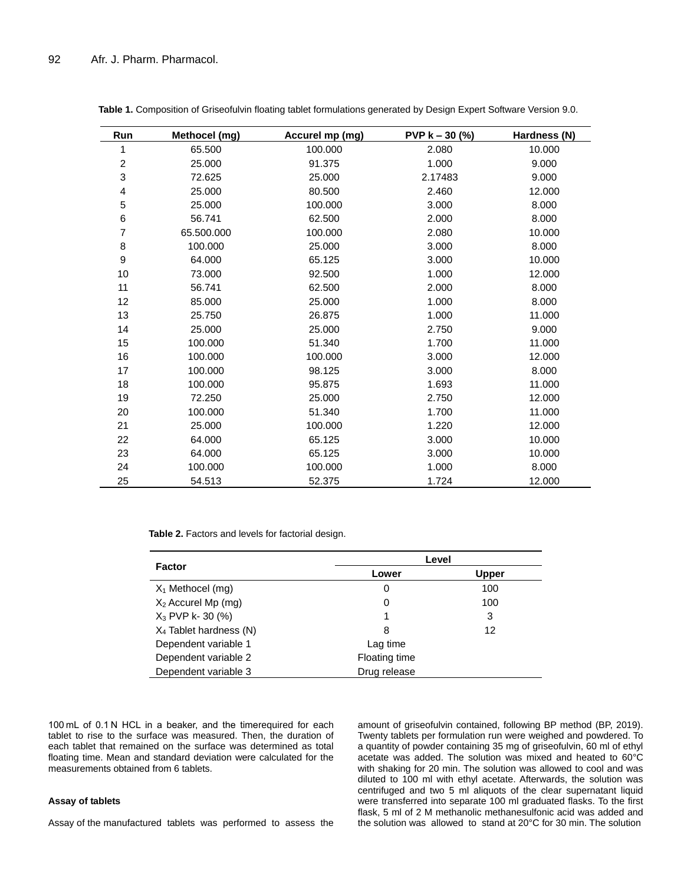**Table 1.** Composition of Griseofulvin floating tablet formulations generated by Design Expert Software Version 9.0.

| Run | Methocel (mg) | Accurel mp (mg) | PVP k – 30 (%) | Hardness (N) |
|---|---|---|---|---|
| 1 | 65.500 | 100.000 | 2.080 | 10.000 |
| 2 | 25.000 | 91.375 | 1.000 | 9.000 |
| 3 | 72.625 | 25.000 | 2.17483 | 9.000 |
| 4 | 25.000 | 80.500 | 2.460 | 12.000 |
| 5 | 25.000 | 100.000 | 3.000 | 8.000 |
| 6 | 56.741 | 62.500 | 2.000 | 8.000 |
| 7 | 65.500.000 | 100.000 | 2.080 | 10.000 |
| 8 | 100.000 | 25.000 | 3.000 | 8.000 |
| 9 | 64.000 | 65.125 | 3.000 | 10.000 |
| 10 | 73.000 | 92.500 | 1.000 | 12.000 |
| 11 | 56.741 | 62.500 | 2.000 | 8.000 |
| 12 | 85.000 | 25.000 | 1.000 | 8.000 |
| 13 | 25.750 | 26.875 | 1.000 | 11.000 |
| 14 | 25.000 | 25.000 | 2.750 | 9.000 |
| 15 | 100.000 | 51.340 | 1.700 | 11.000 |
| 16 | 100.000 | 100.000 | 3.000 | 12.000 |
| 17 | 100.000 | 98.125 | 3.000 | 8.000 |
| 18 | 100.000 | 95.875 | 1.693 | 11.000 |
| 19 | 72.250 | 25.000 | 2.750 | 12.000 |
| 20 | 100.000 | 51.340 | 1.700 | 11.000 |
| 21 | 25.000 | 100.000 | 1.220 | 12.000 |
| 22 | 64.000 | 65.125 | 3.000 | 10.000 |
| 23 | 64.000 | 65.125 | 3.000 | 10.000 |
| 24 | 100.000 | 100.000 | 1.000 | 8.000 |
| 25 | 54.513 | 52.375 | 1.724 | 12.000 |

**Table 2.** Factors and levels for factorial design.

| Factor | Level | |
|---|---|---|
| | Lower | Upper |
| $X_1$ Methocel (mg) | 0 | 100 |
| $X_2$ Accurel Mp (mg) | 0 | 100 |
| $X_3$ PVP k- 30 (%) | 1 | 3 |
| $X_4$ Tablet hardness (N) | 8 | 12 |
| Dependent variable 1 | Lag time | |
| Dependent variable 2 | Floating time | |
| Dependent variable 3 | Drug release | |

100 mL of 0.1 N HCL in a beaker, and the timerequired for each tablet to rise to the surface was measured. Then, the duration of each tablet that remained on the surface was determined as total floating time. Mean and standard deviation were calculated for the measurements obtained from 6 tablets.

#### Assay of tablets

Assay of the manufactured tablets was performed to assess the amount of griseofulvin contained, following BP method (BP, 2019). Twenty tablets per formulation run were weighed and powdered. To a quantity of powder containing 35 mg of griseofulvin, 60 ml of ethyl acetate was added. The solution was mixed and heated to 60°C with shaking for 20 min. The solution was allowed to cool and was diluted to 100 ml with ethyl acetate. Afterwards, the solution was centrifuged and two 5 ml aliquots of the clear supernatant liquid were transferred into separate 100 ml graduated flasks. To the first flask, 5 ml of 2 M methanolic methanesulfonic acid was added and the solution was allowed to stand at 20°C for 30 min. The solution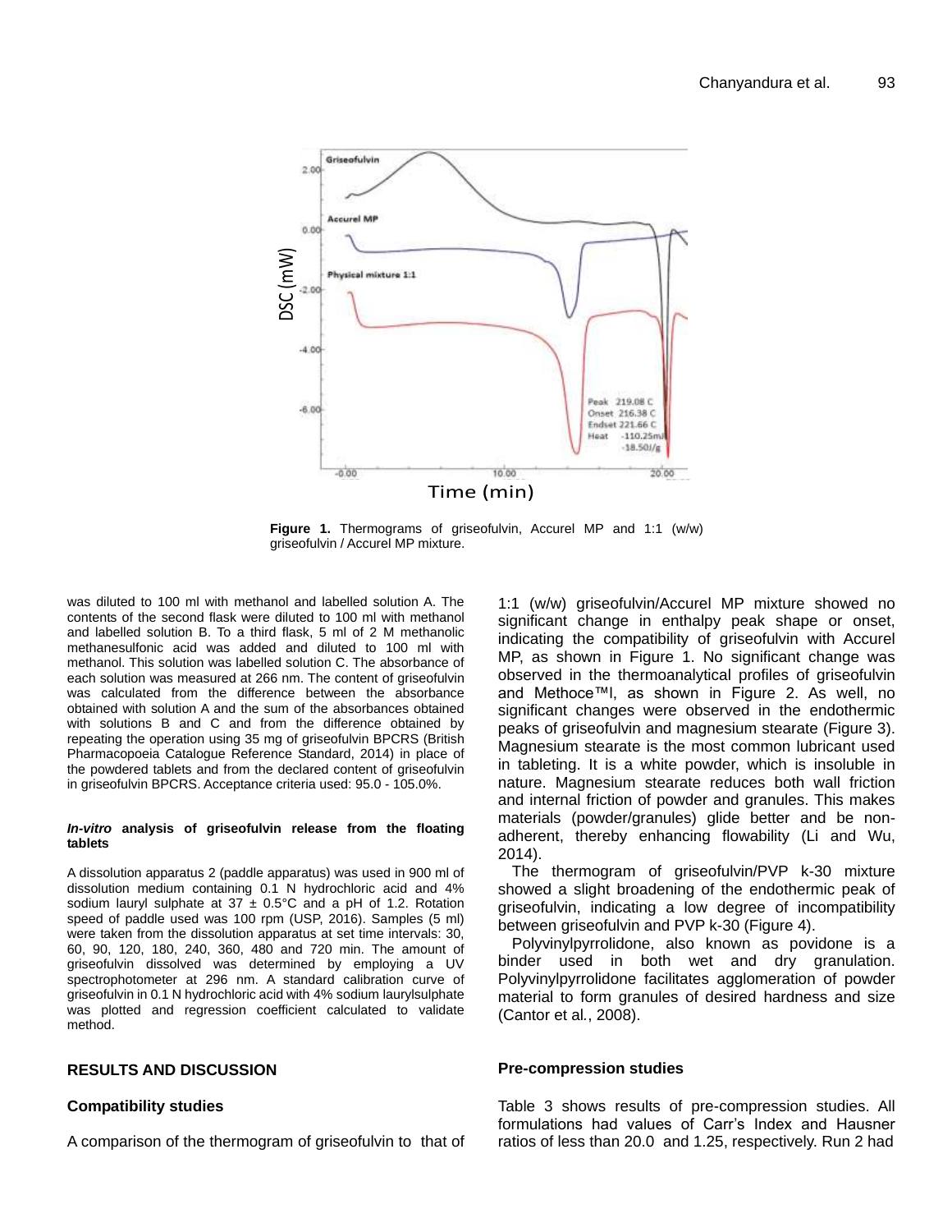Griseofulvin

Accurel MP

Physical mixture 1:1

DSC (mW)

2.00

0.00

-2.00

-4.00

-6.00

Peak 219.08 C
Onset 216.38 C
Endset 221.66 C
Heat -110.25mJ
-18.50J/g

-0.00

10.00

20.00

Time (min)

**Figure 1.** Thermograms of griseofulvin, Accurel MP and 1:1 (w/w) griseofulvin / Accurel MP mixture.

was diluted to 100 ml with methanol and labelled solution A. The contents of the second flask were diluted to 100 ml with methanol and labelled solution B. To a third flask, 5 ml of 2 M methanolic methanesulfonic acid was added and diluted to 100 ml with methanol. This solution was labelled solution C. The absorbance of each solution was measured at 266 nm. The content of griseofulvin was calculated from the difference between the absorbance obtained with solution A and the sum of the absorbances obtained with solutions B and C and from the difference obtained by repeating the operation using 35 mg of griseofulvin BPCRS (British Pharmacopoeia Catalogue Reference Standard, 2014) in place of the powdered tablets and from the declared content of griseofulvin in griseofulvin BPCRS. Acceptance criteria used: 95.0 - 105.0%.

#### *In-vitro* analysis of griseofulvin release from the floating tablets

A dissolution apparatus 2 (paddle apparatus) was used in 900 ml of dissolution medium containing 0.1 N hydrochloric acid and 4% sodium lauryl sulphate at 37 ± 0.5°C and a pH of 1.2. Rotation speed of paddle used was 100 rpm (USP, 2016). Samples (5 ml) were taken from the dissolution apparatus at set time intervals: 30, 60, 90, 120, 180, 240, 360, 480 and 720 min. The amount of griseofulvin dissolved was determined by employing a UV spectrophotometer at 296 nm. A standard calibration curve of griseofulvin in 0.1 N hydrochloric acid with 4% sodium laurylsulphate was plotted and regression coefficient calculated to validate method.

## RESULTS AND DISCUSSION

### Compatibility studies

A comparison of the thermogram of griseofulvin to that of 1:1 (w/w) griseofulvin/Accurel MP mixture showed no significant change in enthalpy peak shape or onset, indicating the compatibility of griseofulvin with Accurel MP, as shown in Figure 1. No significant change was observed in the thermoanalytical profiles of griseofulvin and Methoce™l, as shown in Figure 2. As well, no significant changes were observed in the endothermic peaks of griseofulvin and magnesium stearate (Figure 3). Magnesium stearate is the most common lubricant used in tableting. It is a white powder, which is insoluble in nature. Magnesium stearate reduces both wall friction and internal friction of powder and granules. This makes materials (powder/granules) glide better and be non-adherent, thereby enhancing flowability (Li and Wu, 2014).

The thermogram of griseofulvin/PVP k-30 mixture showed a slight broadening of the endothermic peak of griseofulvin, indicating a low degree of incompatibility between griseofulvin and PVP k-30 (Figure 4).

Polyvinylpyrrolidone, also known as povidone is a binder used in both wet and dry granulation. Polyvinylpyrrolidone facilitates agglomeration of powder material to form granules of desired hardness and size (Cantor et al., 2008).

### Pre-compression studies

Table 3 shows results of pre-compression studies. All formulations had values of Carr's Index and Hausner ratios of less than 20.0 and 1.25, respectively. Run 2 had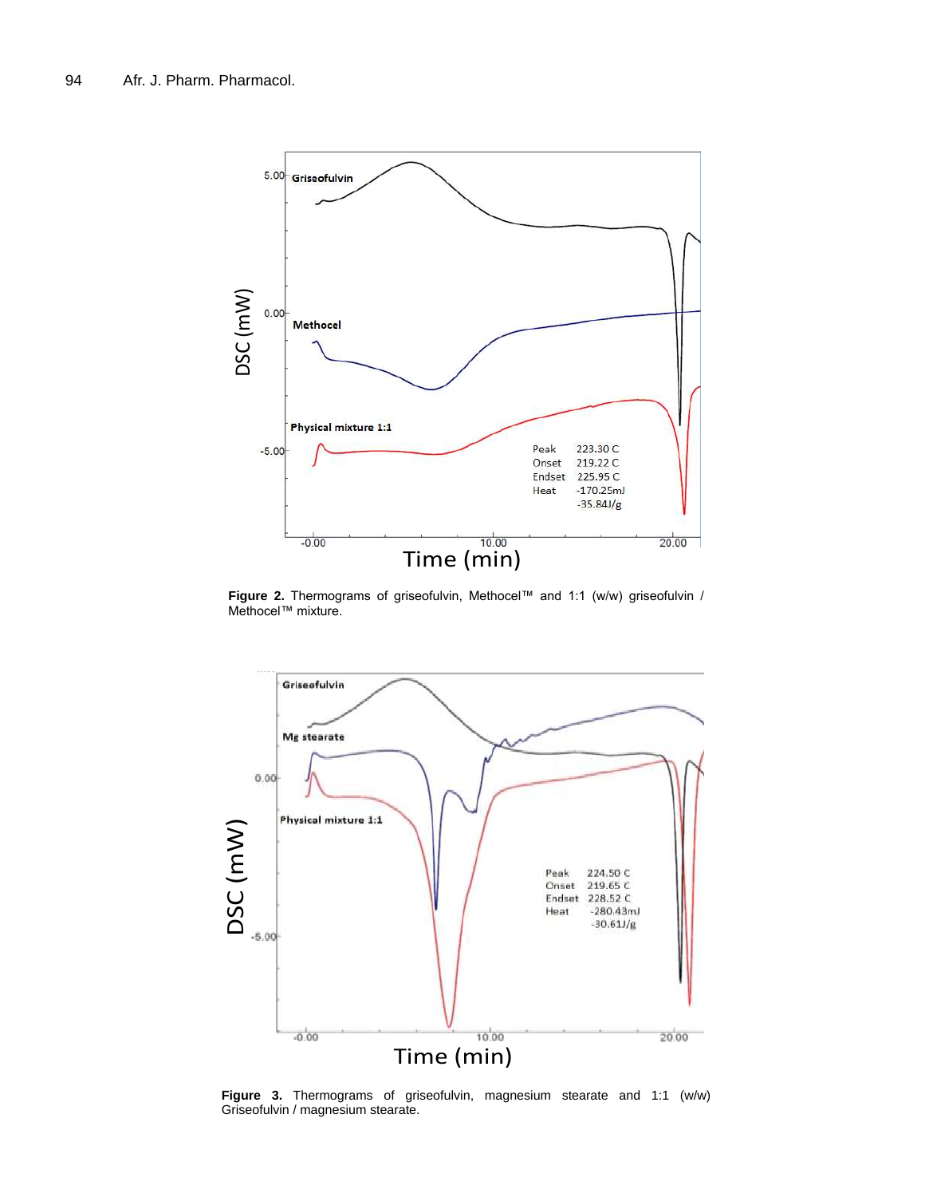Figure 2. Thermograms of griseofulvin, Methocel™ and 1:1 (w/w) griseofulvin / Methocel™ mixture.

Figure 3. Thermograms of griseofulvin, magnesium stearate and 1:1 (w/w) Griseofulvin / magnesium stearate.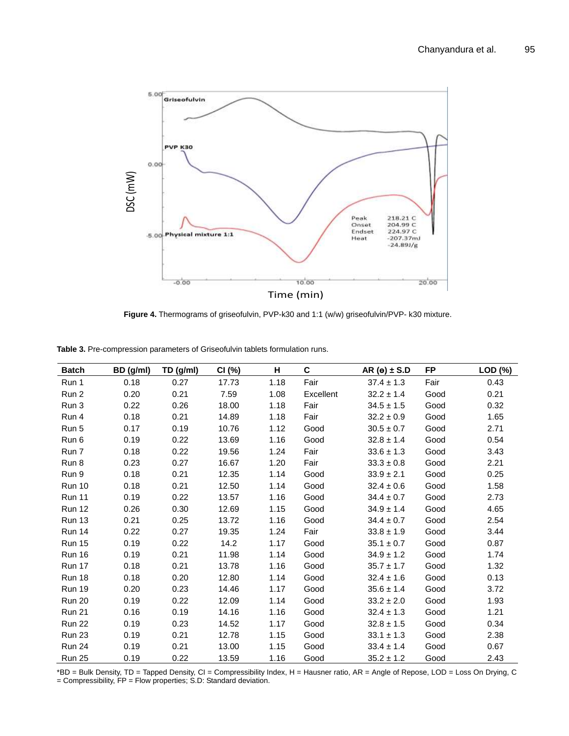DSC (mW)

5.00

Griseofulvin

PVP K30

0.00

-5.00 Physical mixture 1:1

Peak 218.21 C
Onset 204.99 C
Endset 224.97 C
Heat -207.37mJ
-24.89J/g

-0.00

10.00

20.00

Time (min)

**Figure 4.** Thermograms of griseofulvin, PVP-k30 and 1:1 (w/w) griseofulvin/PVP- k30 mixture.

**Table 3.** Pre-compression parameters of Griseofulvin tablets formulation runs.

| Batch | BD (g/ml) | TD (g/ml) | CI (%) | H | C | AR (ɵ) ± S.D | FP | LOD (%) |
|---|---|---|---|---|---|---|---|---|
| Run 1 | 0.18 | 0.27 | 17.73 | 1.18 | Fair | 37.4 ± 1.3 | Fair | 0.43 |
| Run 2 | 0.20 | 0.21 | 7.59 | 1.08 | Excellent | 32.2 ± 1.4 | Good | 0.21 |
| Run 3 | 0.22 | 0.26 | 18.00 | 1.18 | Fair | 34.5 ± 1.5 | Good | 0.32 |
| Run 4 | 0.18 | 0.21 | 14.89 | 1.18 | Fair | 32.2 ± 0.9 | Good | 1.65 |
| Run 5 | 0.17 | 0.19 | 10.76 | 1.12 | Good | 30.5 ± 0.7 | Good | 2.71 |
| Run 6 | 0.19 | 0.22 | 13.69 | 1.16 | Good | 32.8 ± 1.4 | Good | 0.54 |
| Run 7 | 0.18 | 0.22 | 19.56 | 1.24 | Fair | 33.6 ± 1.3 | Good | 3.43 |
| Run 8 | 0.23 | 0.27 | 16.67 | 1.20 | Fair | 33.3 ± 0.8 | Good | 2.21 |
| Run 9 | 0.18 | 0.21 | 12.35 | 1.14 | Good | 33.9 ± 2.1 | Good | 0.25 |
| Run 10 | 0.18 | 0.21 | 12.50 | 1.14 | Good | 32.4 ± 0.6 | Good | 1.58 |
| Run 11 | 0.19 | 0.22 | 13.57 | 1.16 | Good | 34.4 ± 0.7 | Good | 2.73 |
| Run 12 | 0.26 | 0.30 | 12.69 | 1.15 | Good | 34.9 ± 1.4 | Good | 4.65 |
| Run 13 | 0.21 | 0.25 | 13.72 | 1.16 | Good | 34.4 ± 0.7 | Good | 2.54 |
| Run 14 | 0.22 | 0.27 | 19.35 | 1.24 | Fair | 33.8 ± 1.9 | Good | 3.44 |
| Run 15 | 0.19 | 0.22 | 14.2 | 1.17 | Good | 35.1 ± 0.7 | Good | 0.87 |
| Run 16 | 0.19 | 0.21 | 11.98 | 1.14 | Good | 34.9 ± 1.2 | Good | 1.74 |
| Run 17 | 0.18 | 0.21 | 13.78 | 1.16 | Good | 35.7 ± 1.7 | Good | 1.32 |
| Run 18 | 0.18 | 0.20 | 12.80 | 1.14 | Good | 32.4 ± 1.6 | Good | 0.13 |
| Run 19 | 0.20 | 0.23 | 14.46 | 1.17 | Good | 35.6 ± 1.4 | Good | 3.72 |
| Run 20 | 0.19 | 0.22 | 12.09 | 1.14 | Good | 33.2 ± 2.0 | Good | 1.93 |
| Run 21 | 0.16 | 0.19 | 14.16 | 1.16 | Good | 32.4 ± 1.3 | Good | 1.21 |
| Run 22 | 0.19 | 0.23 | 14.52 | 1.17 | Good | 32.8 ± 1.5 | Good | 0.34 |
| Run 23 | 0.19 | 0.21 | 12.78 | 1.15 | Good | 33.1 ± 1.3 | Good | 2.38 |
| Run 24 | 0.19 | 0.21 | 13.00 | 1.15 | Good | 33.4 ± 1.4 | Good | 0.67 |
| Run 25 | 0.19 | 0.22 | 13.59 | 1.16 | Good | 35.2 ± 1.2 | Good | 2.43 |

*BD = Bulk Density, TD = Tapped Density, CI = Compressibility Index, H = Hausner ratio, AR = Angle of Repose, LOD = Loss On Drying, C = Compressibility, FP = Flow properties; S.D: Standard deviation.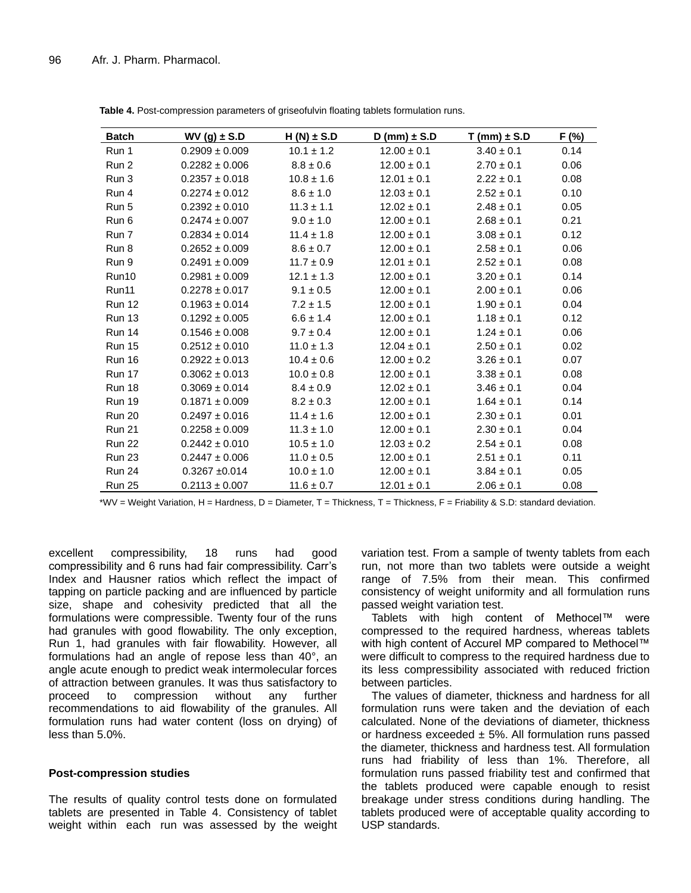**Table 4.** Post-compression parameters of griseofulvin floating tablets formulation runs.

| Batch | WV (g) ± S.D | H (N) ± S.D | D (mm) ± S.D | T (mm) ± S.D | F (%) |
|---|---|---|---|---|---|
| Run 1 | 0.2909 ± 0.009 | 10.1 ± 1.2 | 12.00 ± 0.1 | 3.40 ± 0.1 | 0.14 |
| Run 2 | 0.2282 ± 0.006 | 8.8 ± 0.6 | 12.00 ± 0.1 | 2.70 ± 0.1 | 0.06 |
| Run 3 | 0.2357 ± 0.018 | 10.8 ± 1.6 | 12.01 ± 0.1 | 2.22 ± 0.1 | 0.08 |
| Run 4 | 0.2274 ± 0.012 | 8.6 ± 1.0 | 12.03 ± 0.1 | 2.52 ± 0.1 | 0.10 |
| Run 5 | 0.2392 ± 0.010 | 11.3 ± 1.1 | 12.02 ± 0.1 | 2.48 ± 0.1 | 0.05 |
| Run 6 | 0.2474 ± 0.007 | 9.0 ± 1.0 | 12.00 ± 0.1 | 2.68 ± 0.1 | 0.21 |
| Run 7 | 0.2834 ± 0.014 | 11.4 ± 1.8 | 12.00 ± 0.1 | 3.08 ± 0.1 | 0.12 |
| Run 8 | 0.2652 ± 0.009 | 8.6 ± 0.7 | 12.00 ± 0.1 | 2.58 ± 0.1 | 0.06 |
| Run 9 | 0.2491 ± 0.009 | 11.7 ± 0.9 | 12.01 ± 0.1 | 2.52 ± 0.1 | 0.08 |
| Run10 | 0.2981 ± 0.009 | 12.1 ± 1.3 | 12.00 ± 0.1 | 3.20 ± 0.1 | 0.14 |
| Run11 | 0.2278 ± 0.017 | 9.1 ± 0.5 | 12.00 ± 0.1 | 2.00 ± 0.1 | 0.06 |
| Run 12 | 0.1963 ± 0.014 | 7.2 ± 1.5 | 12.00 ± 0.1 | 1.90 ± 0.1 | 0.04 |
| Run 13 | 0.1292 ± 0.005 | 6.6 ± 1.4 | 12.00 ± 0.1 | 1.18 ± 0.1 | 0.12 |
| Run 14 | 0.1546 ± 0.008 | 9.7 ± 0.4 | 12.00 ± 0.1 | 1.24 ± 0.1 | 0.06 |
| Run 15 | 0.2512 ± 0.010 | 11.0 ± 1.3 | 12.04 ± 0.1 | 2.50 ± 0.1 | 0.02 |
| Run 16 | 0.2922 ± 0.013 | 10.4 ± 0.6 | 12.00 ± 0.2 | 3.26 ± 0.1 | 0.07 |
| Run 17 | 0.3062 ± 0.013 | 10.0 ± 0.8 | 12.00 ± 0.1 | 3.38 ± 0.1 | 0.08 |
| Run 18 | 0.3069 ± 0.014 | 8.4 ± 0.9 | 12.02 ± 0.1 | 3.46 ± 0.1 | 0.04 |
| Run 19 | 0.1871 ± 0.009 | 8.2 ± 0.3 | 12.00 ± 0.1 | 1.64 ± 0.1 | 0.14 |
| Run 20 | 0.2497 ± 0.016 | 11.4 ± 1.6 | 12.00 ± 0.1 | 2.30 ± 0.1 | 0.01 |
| Run 21 | 0.2258 ± 0.009 | 11.3 ± 1.0 | 12.00 ± 0.1 | 2.30 ± 0.1 | 0.04 |
| Run 22 | 0.2442 ± 0.010 | 10.5 ± 1.0 | 12.03 ± 0.2 | 2.54 ± 0.1 | 0.08 |
| Run 23 | 0.2447 ± 0.006 | 11.0 ± 0.5 | 12.00 ± 0.1 | 2.51 ± 0.1 | 0.11 |
| Run 24 | 0.3267 ±0.014 | 10.0 ± 1.0 | 12.00 ± 0.1 | 3.84 ± 0.1 | 0.05 |
| Run 25 | 0.2113 ± 0.007 | 11.6 ± 0.7 | 12.01 ± 0.1 | 2.06 ± 0.1 | 0.08 |

*WV = Weight Variation, H = Hardness, D = Diameter, T = Thickness, T = Thickness, F = Friability & S.D: standard deviation.

excellent compressibility, 18 runs had good compressibility and 6 runs had fair compressibility. Carr's Index and Hausner ratios which reflect the impact of tapping on particle packing and are influenced by particle size, shape and cohesivity predicted that all the formulations were compressible. Twenty four of the runs had granules with good flowability. The only exception, Run 1, had granules with fair flowability. However, all formulations had an angle of repose less than 40°, an angle acute enough to predict weak intermolecular forces of attraction between granules. It was thus satisfactory to proceed to compression without any further recommendations to aid flowability of the granules. All formulation runs had water content (loss on drying) of less than 5.0%.

### Post-compression studies

The results of quality control tests done on formulated tablets are presented in Table 4. Consistency of tablet weight within each run was assessed by the weight variation test. From a sample of twenty tablets from each run, not more than two tablets were outside a weight range of 7.5% from their mean. This confirmed consistency of weight uniformity and all formulation runs passed weight variation test.

Tablets with high content of Methocel™ were compressed to the required hardness, whereas tablets with high content of Accurel MP compared to Methocel™ were difficult to compress to the required hardness due to its less compressibility associated with reduced friction between particles.

The values of diameter, thickness and hardness for all formulation runs were taken and the deviation of each calculated. None of the deviations of diameter, thickness or hardness exceeded ± 5%. All formulation runs passed the diameter, thickness and hardness test. All formulation runs had friability of less than 1%. Therefore, all formulation runs passed friability test and confirmed that the tablets produced were capable enough to resist breakage under stress conditions during handling. The tablets produced were of acceptable quality according to USP standards.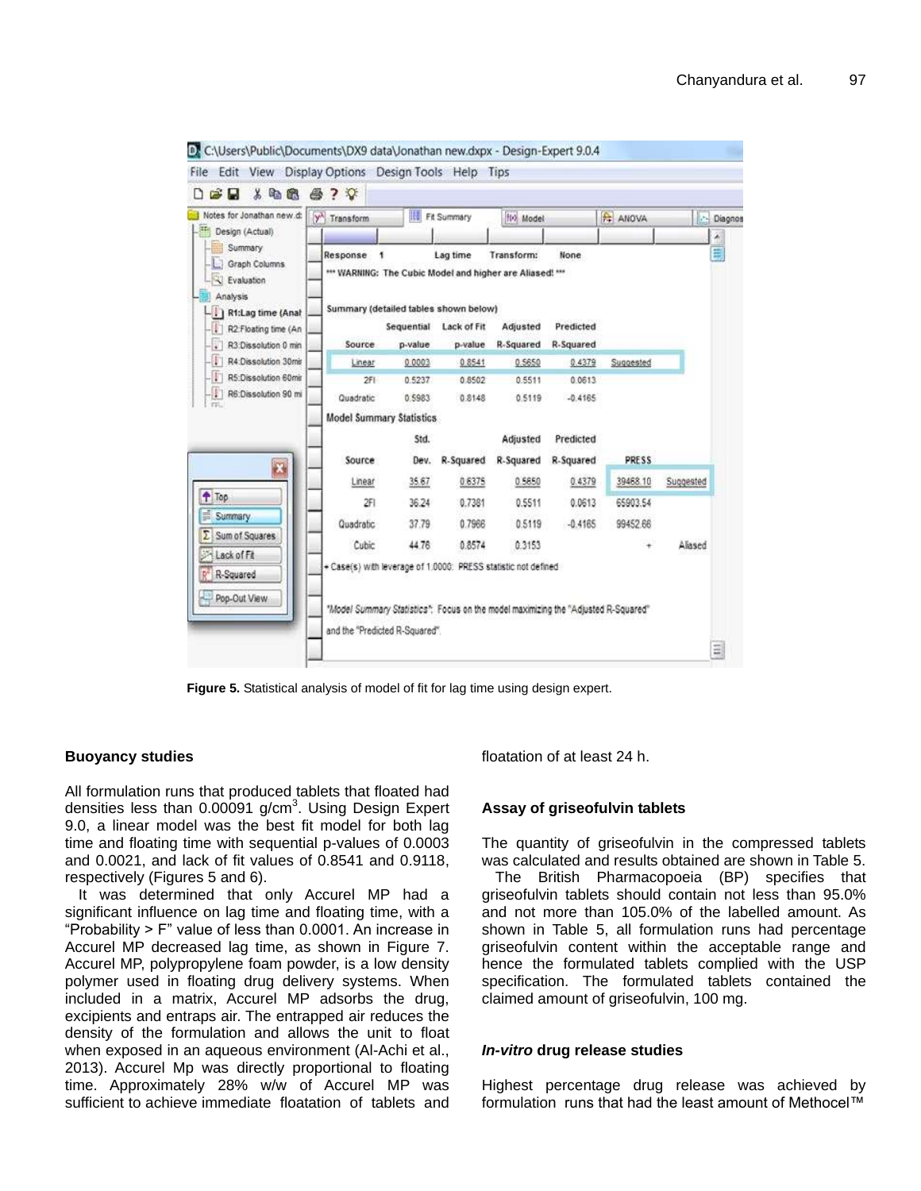Figure 5. Statistical analysis of model of fit for lag time using design expert.

### Buoyancy studies

All formulation runs that produced tablets that floated had densities less than 0.00091 g/cm$^3$. Using Design Expert 9.0, a linear model was the best fit model for both lag time and floating time with sequential p-values of 0.0003 and 0.0021, and lack of fit values of 0.8541 and 0.9118, respectively (Figures 5 and 6).

It was determined that only Accurel MP had a significant influence on lag time and floating time, with a "Probability > F" value of less than 0.0001. An increase in Accurel MP decreased lag time, as shown in Figure 7. Accurel MP, polypropylene foam powder, is a low density polymer used in floating drug delivery systems. When included in a matrix, Accurel MP adsorbs the drug, excipients and entraps air. The entrapped air reduces the density of the formulation and allows the unit to float when exposed in an aqueous environment (Al-Achi et al., 2013). Accurel Mp was directly proportional to floating time. Approximately 28% w/w of Accurel MP was sufficient to achieve immediate floatation of tablets and floatation of at least 24 h.

### Assay of griseofulvin tablets

The quantity of griseofulvin in the compressed tablets was calculated and results obtained are shown in Table 5.

The British Pharmacopoeia (BP) specifies that griseofulvin tablets should contain not less than 95.0% and not more than 105.0% of the labelled amount. As shown in Table 5, all formulation runs had percentage griseofulvin content within the acceptable range and hence the formulated tablets complied with the USP specification. The formulated tablets contained the claimed amount of griseofulvin, 100 mg.

### *In-vitro* drug release studies

Highest percentage drug release was achieved by formulation runs that had the least amount of Methocel™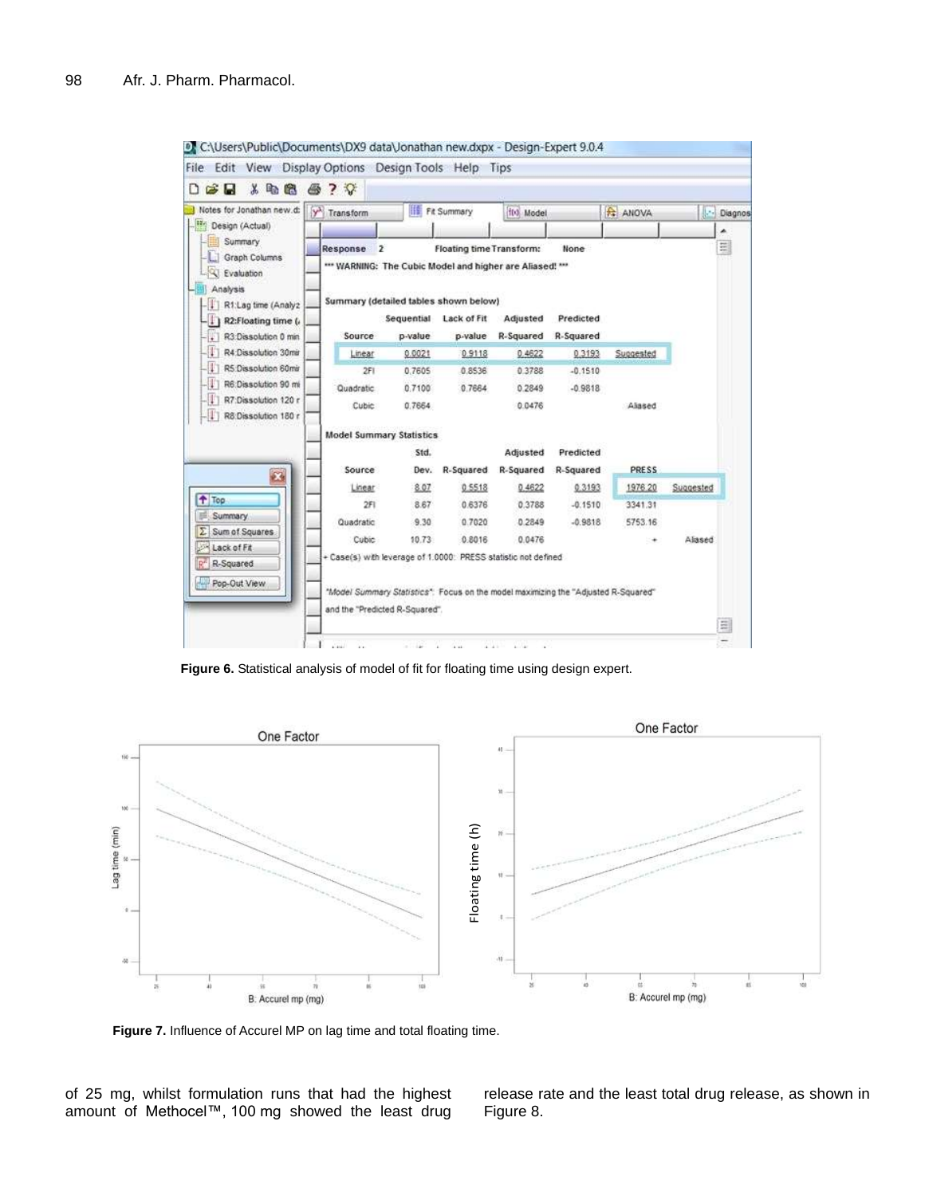C:\Users\Public\Documents\DX9 data\Jonathan new.dxpx - Design-Expert 9.0.4

File Edit View Display Options Design Tools Help Tips

Notes for Jonathan new.dx

Design (Actual)

Summary

Graph Columns

Evaluation

Analysis

R1:Lag time (Analyz

R2:Floating time (A

R3:Dissolution 0 min

R4:Dissolution 30min

R5:Dissolution 60min

R6:Dissolution 90 mi

R7:Dissolution 120 r

R8:Dissolution 180 r

Top

Summary

Sum of Squares

Lack of Fit

R-Squared

Pop-Out View

Transform

Fit Summary

Model

ANOVA

Diagnos

Response 2 Floating time Transform: None

*** WARNING: The Cubic Model and higher are Aliased! ***

Summary (detailed tables shown below)

| Source | Sequential p-value | Lack of Fit p-value | Adjusted R-Squared | Predicted R-Squared | |
|---|---|---|---|---|---|
| Linear | 0.0021 | 0.9118 | 0.4622 | 0.3193 | Suggested |
| 2FI | 0.7605 | 0.8536 | 0.3788 | -0.1510 | |
| Quadratic | 0.7100 | 0.7664 | 0.2849 | -0.9818 | |
| Cubic | 0.7664 | | 0.0476 | | Aliased |

Model Summary Statistics

| Source | Std. Dev. | R-Squared | Adjusted R-Squared | Predicted R-Squared | PRESS | |
|---|---|---|---|---|---|---|
| Linear | 8.07 | 0.5518 | 0.4622 | 0.3193 | 1976.20 | Suggested |
| 2FI | 8.67 | 0.6376 | 0.3788 | -0.1510 | 3341.31 | |
| Quadratic | 9.30 | 0.7020 | 0.2849 | -0.9818 | 5753.16 | |
| Cubic | 10.73 | 0.8016 | 0.0476 | | + | Aliased |

+ Case(s) with leverage of 1.0000: PRESS statistic not defined

"Model Summary Statistics": Focus on the model maximizing the "Adjusted R-Squared" and the "Predicted R-Squared".

**Figure 6.** Statistical analysis of model of fit for floating time using design expert.

One Factor

Lag time (min)

B: Accurel mp (mg)

One Factor

Floating time (h)

B: Accurel mp (mg)

**Figure 7.** Influence of Accurel MP on lag time and total floating time.

of 25 mg, whilst formulation runs that had the highest amount of Methocel™, 100 mg showed the least drug release rate and the least total drug release, as shown in Figure 8.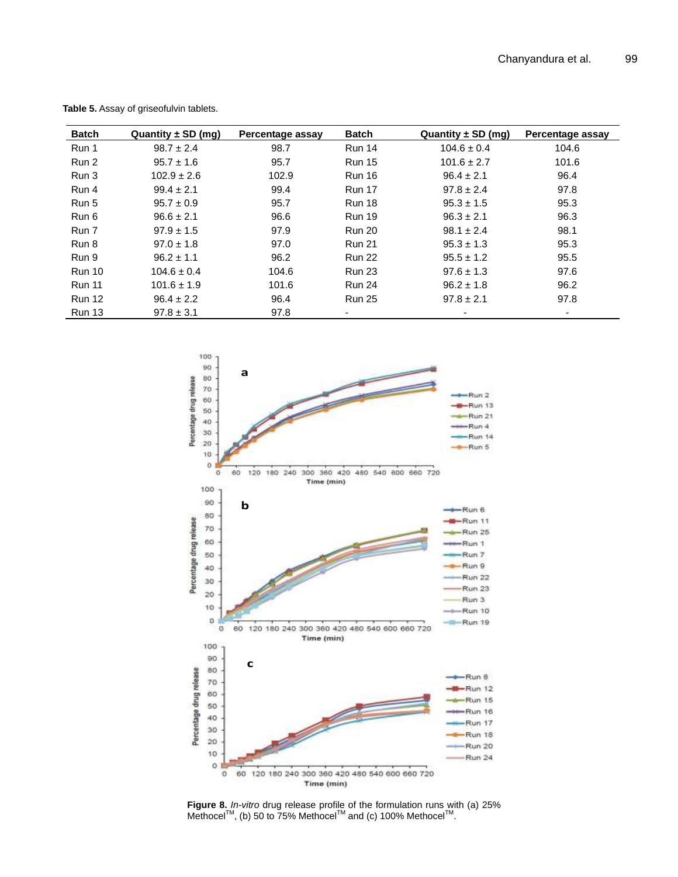**Table 5.** Assay of griseofulvin tablets.

| Batch | Quantity ± SD (mg) | Percentage assay | Batch | Quantity ± SD (mg) | Percentage assay |
|---|---|---|---|---|---|
| Run 1 | 98.7 ± 2.4 | 98.7 | Run 14 | 104.6 ± 0.4 | 104.6 |
| Run 2 | 95.7 ± 1.6 | 95.7 | Run 15 | 101.6 ± 2.7 | 101.6 |
| Run 3 | 102.9 ± 2.6 | 102.9 | Run 16 | 96.4 ± 2.1 | 96.4 |
| Run 4 | 99.4 ± 2.1 | 99.4 | Run 17 | 97.8 ± 2.4 | 97.8 |
| Run 5 | 95.7 ± 0.9 | 95.7 | Run 18 | 95.3 ± 1.5 | 95.3 |
| Run 6 | 96.6 ± 2.1 | 96.6 | Run 19 | 96.3 ± 2.1 | 96.3 |
| Run 7 | 97.9 ± 1.5 | 97.9 | Run 20 | 98.1 ± 2.4 | 98.1 |
| Run 8 | 97.0 ± 1.8 | 97.0 | Run 21 | 95.3 ± 1.3 | 95.3 |
| Run 9 | 96.2 ± 1.1 | 96.2 | Run 22 | 95.5 ± 1.2 | 95.5 |
| Run 10 | 104.6 ± 0.4 | 104.6 | Run 23 | 97.6 ± 1.3 | 97.6 |
| Run 11 | 101.6 ± 1.9 | 101.6 | Run 24 | 96.2 ± 1.8 | 96.2 |
| Run 12 | 96.4 ± 2.2 | 96.4 | Run 25 | 97.8 ± 2.1 | 97.8 |
| Run 13 | 97.8 ± 3.1 | 97.8 | - | - | - |

**Figure 8.** *In-vitro* drug release profile of the formulation runs with (a) 25% Methocel™, (b) 50 to 75% Methocel™ and (c) 100% Methocel™.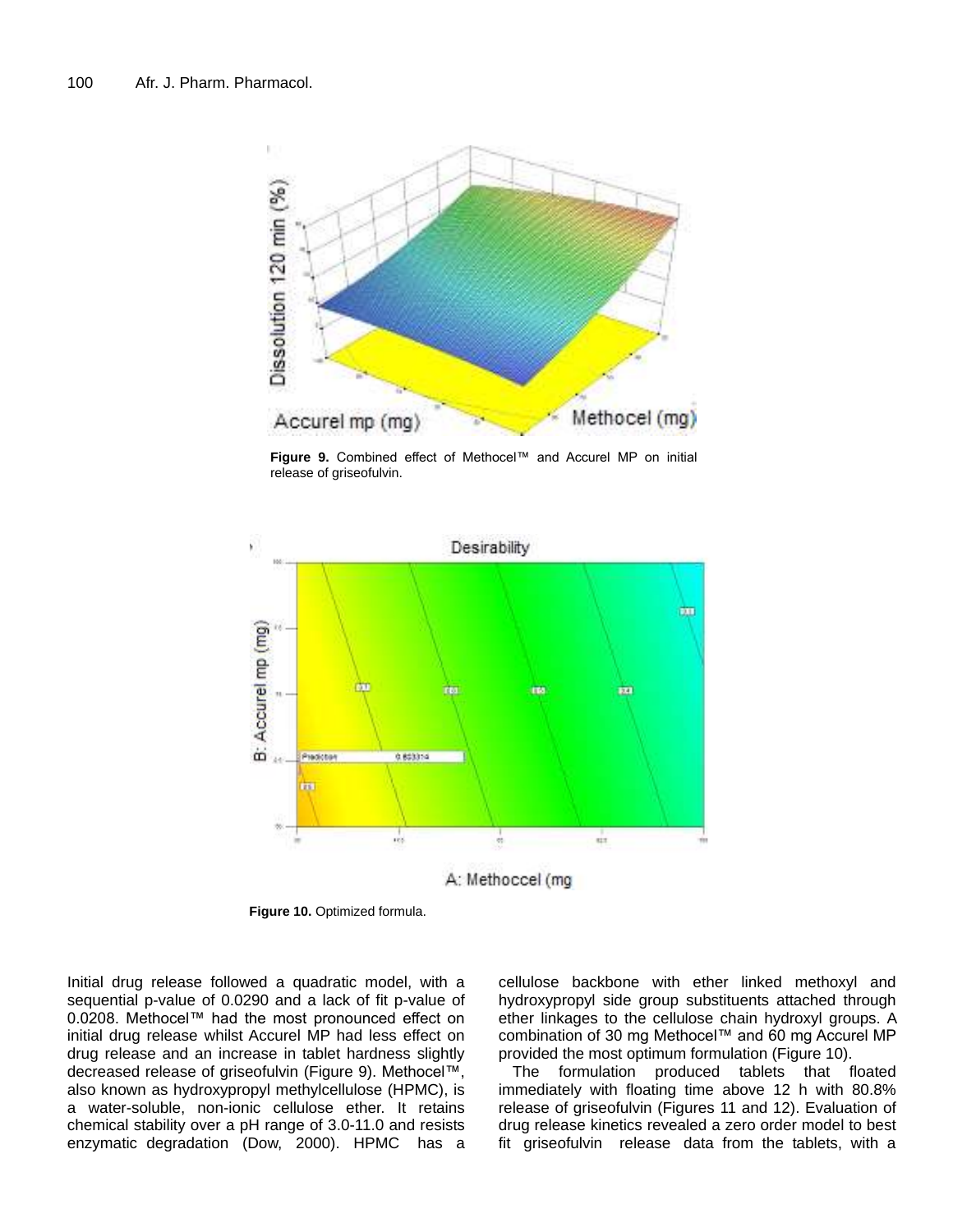Dissolution 120 min (%)

Accurel mp (mg)

Methocel (mg)

**Figure 9.** Combined effect of Methocel™ and Accurel MP on initial release of griseofulvin.

Desirability

B: Accurel mp (mg)

Prediction 0.603314

A: Methoccel (mg

**Figure 10.** Optimized formula.

Initial drug release followed a quadratic model, with a sequential p-value of 0.0290 and a lack of fit p-value of 0.0208. Methocel™ had the most pronounced effect on initial drug release whilst Accurel MP had less effect on drug release and an increase in tablet hardness slightly decreased release of griseofulvin (Figure 9). Methocel™, also known as hydroxypropyl methylcellulose (HPMC), is a water-soluble, non-ionic cellulose ether. It retains chemical stability over a pH range of 3.0-11.0 and resists enzymatic degradation (Dow, 2000). HPMC has a cellulose backbone with ether linked methoxyl and hydroxypropyl side group substituents attached through ether linkages to the cellulose chain hydroxyl groups. A combination of 30 mg Methocel™ and 60 mg Accurel MP provided the most optimum formulation (Figure 10).

The formulation produced tablets that floated immediately with floating time above 12 h with 80.8% release of griseofulvin (Figures 11 and 12). Evaluation of drug release kinetics revealed a zero order model to best fit griseofulvin release data from the tablets, with a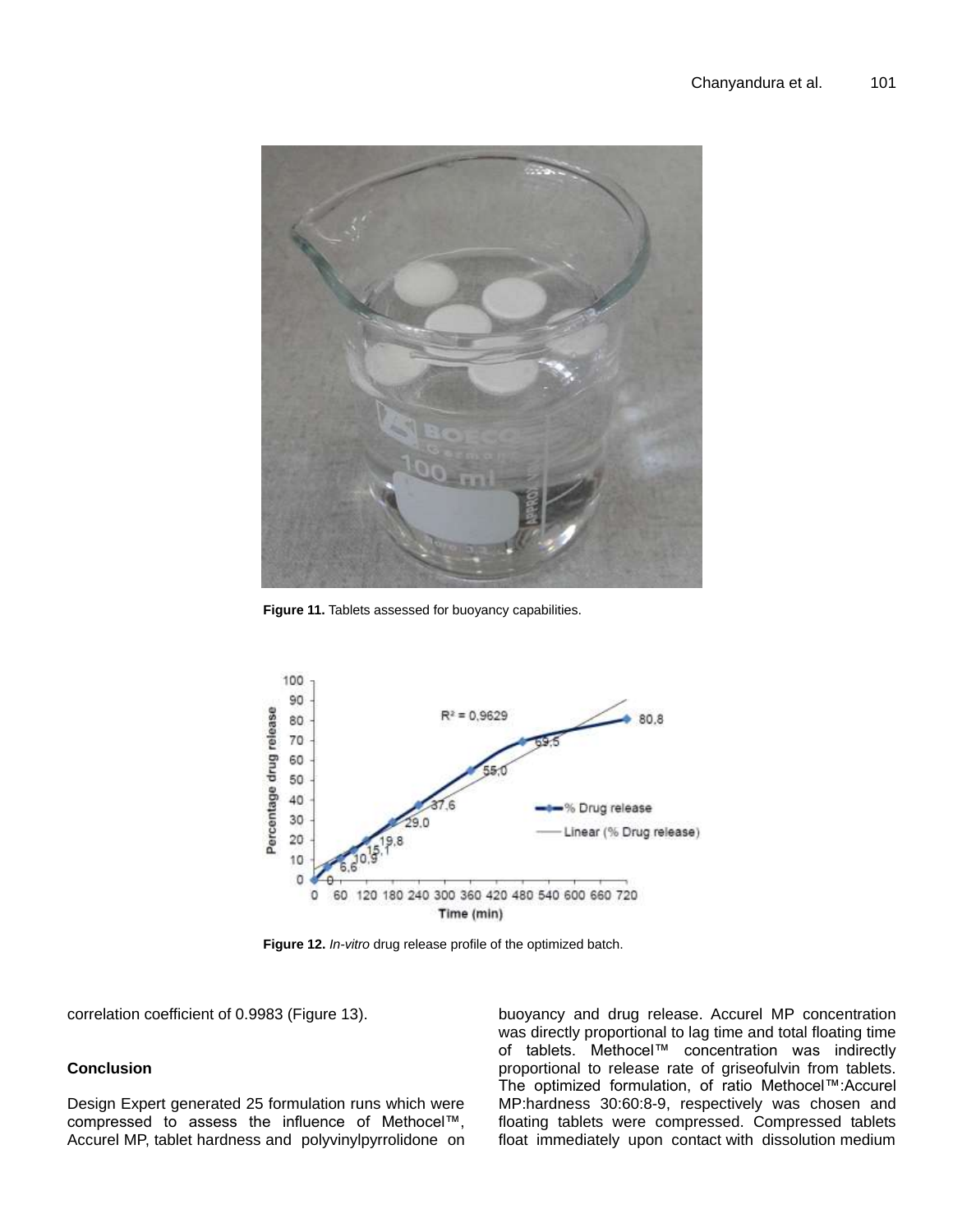Figure 11. Tablets assessed for buoyancy capabilities.

100
90
80
70
60
50
40
30
20
10
0

Percentage drug release

$R^2$ = 0,9629

80,8
69,5
55,0
37,6
29,0
19,8
15,1
10,9
6,6
0

% Drug release
Linear (% Drug release)

0 60 120 180 240 300 360 420 480 540 600 660 720
Time (min)

Figure 12. *In-vitro* drug release profile of the optimized batch.

correlation coefficient of 0.9983 (Figure 13).

## Conclusion

Design Expert generated 25 formulation runs which were compressed to assess the influence of Methocel™, Accurel MP, tablet hardness and polyvinylpyrrolidone on buoyancy and drug release. Accurel MP concentration was directly proportional to lag time and total floating time of tablets. Methocel™ concentration was indirectly proportional to release rate of griseofulvin from tablets. The optimized formulation, of ratio Methocel™:Accurel MP:hardness 30:60:8-9, respectively was chosen and floating tablets were compressed. Compressed tablets float immediately upon contact with dissolution medium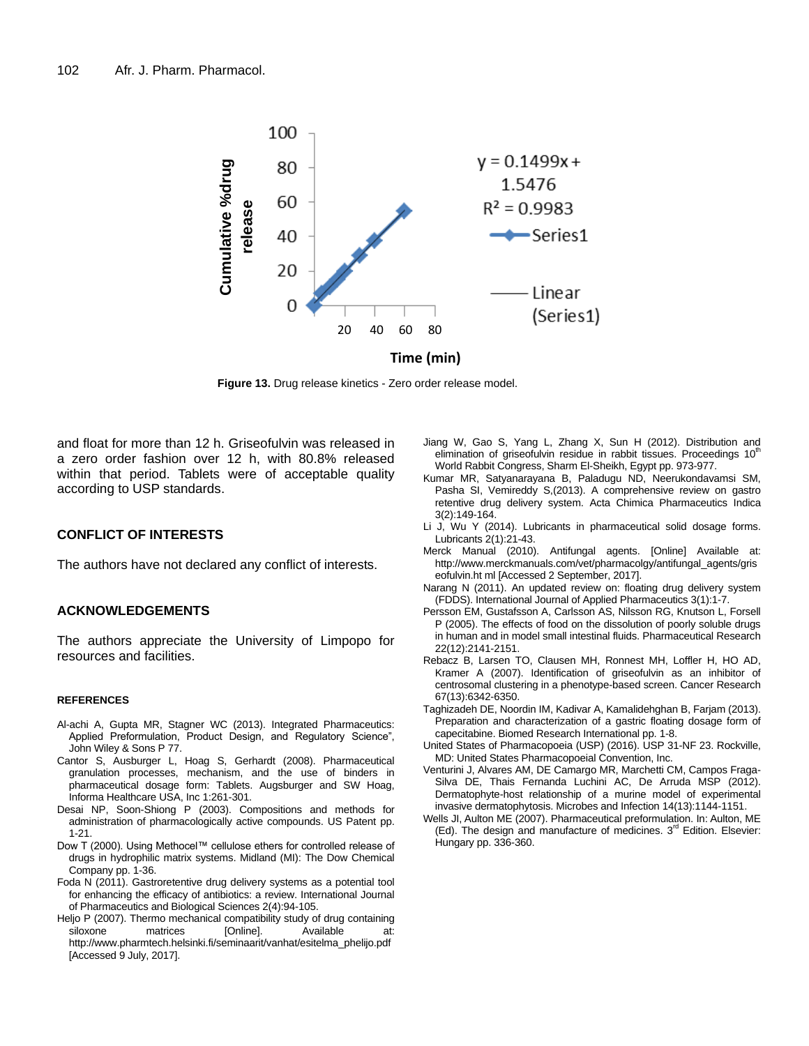100

80

60

40

20

0

20 40 60 80

Cumulative %drug release

Time (min)

$y = 0.1499x + 1.5476$

$R^2 = 0.9983$

Series1

Linear (Series1)

**Figure 13.** Drug release kinetics - Zero order release model.

and float for more than 12 h. Griseofulvin was released in a zero order fashion over 12 h, with 80.8% released within that period. Tablets were of acceptable quality according to USP standards.

## CONFLICT OF INTERESTS

The authors have not declared any conflict of interests.

## ACKNOWLEDGEMENTS

The authors appreciate the University of Limpopo for resources and facilities.

## REFERENCES

Al-achi A, Gupta MR, Stagner WC (2013). Integrated Pharmaceutics: Applied Preformulation, Product Design, and Regulatory Science", John Wiley & Sons P 77.

Cantor S, Ausburger L, Hoag S, Gerhardt (2008). Pharmaceutical granulation processes, mechanism, and the use of binders in pharmaceutical dosage form: Tablets. Augsburger and SW Hoag, Informa Healthcare USA, Inc 1:261-301.

Desai NP, Soon-Shiong P (2003). Compositions and methods for administration of pharmacologically active compounds. US Patent pp. 1-21.

Dow T (2000). Using Methocel™ cellulose ethers for controlled release of drugs in hydrophilic matrix systems. Midland (MI): The Dow Chemical Company pp. 1-36.

Foda N (2011). Gastroretentive drug delivery systems as a potential tool for enhancing the efficacy of antibiotics: a review. International Journal of Pharmaceutics and Biological Sciences 2(4):94-105.

Heljo P (2007). Thermo mechanical compatibility study of drug containing siloxone matrices [Online]. Available at: http://www.pharmtech.helsinki.fi/seminaarit/vanhat/esitelma_phelijo.pdf [Accessed 9 July, 2017].

Jiang W, Gao S, Yang L, Zhang X, Sun H (2012). Distribution and elimination of griseofulvin residue in rabbit tissues. Proceedings 10th World Rabbit Congress, Sharm El-Sheikh, Egypt pp. 973-977.

Kumar MR, Satyanarayana B, Paladugu ND, Neerukondavamsi SM, Pasha SI, Vemireddy S,(2013). A comprehensive review on gastro retentive drug delivery system. Acta Chimica Pharmaceutics Indica 3(2):149-164.

Li J, Wu Y (2014). Lubricants in pharmaceutical solid dosage forms. Lubricants 2(1):21-43.

Merck Manual (2010). Antifungal agents. [Online] Available at: http://www.merckmanuals.com/vet/pharmacolgy/antifungal_agents/griseofulvin.ht ml [Accessed 2 September, 2017].

Narang N (2011). An updated review on: floating drug delivery system (FDDS). International Journal of Applied Pharmaceutics 3(1):1-7.

Persson EM, Gustafsson A, Carlsson AS, Nilsson RG, Knutson L, Forsell P (2005). The effects of food on the dissolution of poorly soluble drugs in human and in model small intestinal fluids. Pharmaceutical Research 22(12):2141-2151.

Rebacz B, Larsen TO, Clausen MH, Ronnest MH, Loffler H, HO AD, Kramer A (2007). Identification of griseofulvin as an inhibitor of centrosomal clustering in a phenotype-based screen. Cancer Research 67(13):6342-6350.

Taghizadeh DE, Noordin IM, Kadivar A, Kamalidehghan B, Farjam (2013). Preparation and characterization of a gastric floating dosage form of capecitabine. Biomed Research International pp. 1-8.

United States of Pharmacopoeia (USP) (2016). USP 31-NF 23. Rockville, MD: United States Pharmacopoeial Convention, Inc.

Venturini J, Alvares AM, DE Camargo MR, Marchetti CM, Campos Fraga-Silva DE, Thais Fernanda Luchini AC, De Arruda MSP (2012). Dermatophyte-host relationship of a murine model of experimental invasive dermatophytosis. Microbes and Infection 14(13):1144-1151.

Wells JI, Aulton ME (2007). Pharmaceutical preformulation. In: Aulton, ME (Ed). The design and manufacture of medicines. 3rd Edition. Elsevier: Hungary pp. 336-360.